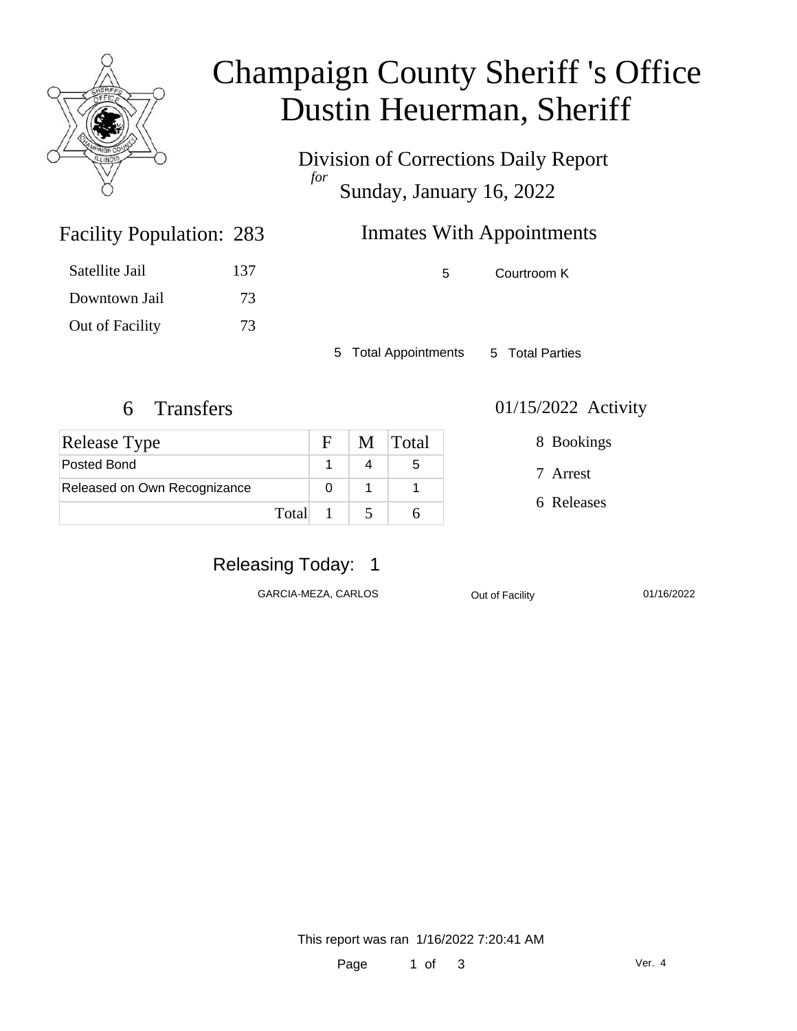# Champaign County Sheriff 's Office
# Dustin Heuerman, Sheriff

Division of Corrections Daily Report
*for*
Sunday, January 16, 2022

## Facility Population: 283

| | |
|---|---|
| Satellite Jail | 137 |
| Downtown Jail | 73 |
| Out of Facility | 73 |

## Inmates With Appointments

| | |
|---|---|
| 5 | Courtroom K |

5 Total Appointments    5 Total Parties

## 6 Transfers

| Release Type | F | M | Total |
|---|---|---|---|
| Posted Bond | 1 | 4 | 5 |
| Released on Own Recognizance | 0 | 1 | 1 |
| Total | 1 | 5 | 6 |

## 01/15/2022 Activity

8 Bookings

7 Arrest

6 Releases

## Releasing Today: 1

| | | |
|---|---|---|
| GARCIA-MEZA, CARLOS | Out of Facility | 01/16/2022 |

This report was ran 1/16/2022 7:20:41 AM

Ver. 4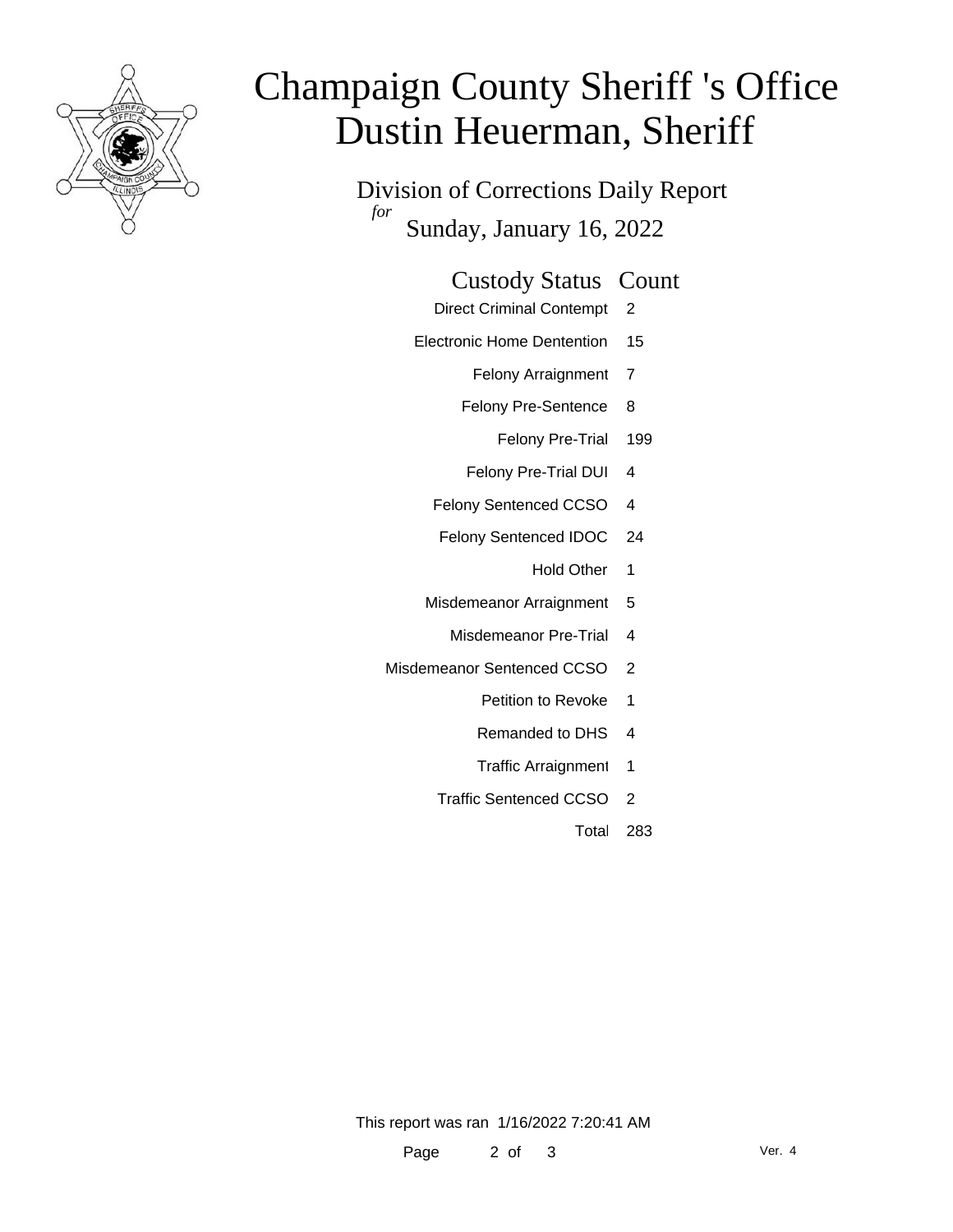# Champaign County Sheriff 's Office
# Dustin Heuerman, Sheriff

Division of Corrections Daily Report

*for* Sunday, January 16, 2022

| Custody Status | Count |
|---|---|
| Direct Criminal Contempt | 2 |
| Electronic Home Dentention | 15 |
| Felony Arraignment | 7 |
| Felony Pre-Sentence | 8 |
| Felony Pre-Trial | 199 |
| Felony Pre-Trial DUI | 4 |
| Felony Sentenced CCSO | 4 |
| Felony Sentenced IDOC | 24 |
| Hold Other | 1 |
| Misdemeanor Arraignment | 5 |
| Misdemeanor Pre-Trial | 4 |
| Misdemeanor Sentenced CCSO | 2 |
| Petition to Revoke | 1 |
| Remanded to DHS | 4 |
| Traffic Arraignment | 1 |
| Traffic Sentenced CCSO | 2 |
| Total | 283 |

This report was ran 1/16/2022 7:20:41 AM

Ver. 4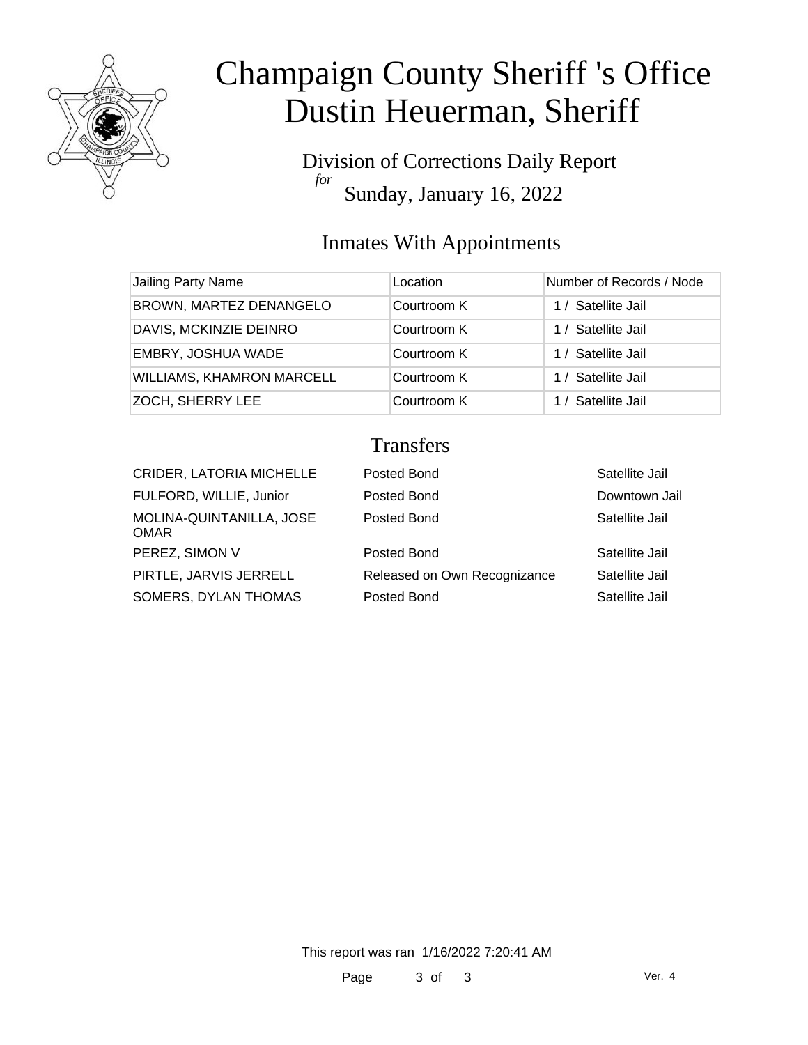# Champaign County Sheriff 's Office
# Dustin Heuerman, Sheriff

Division of Corrections Daily Report
*for*
Sunday, January 16, 2022

## Inmates With Appointments

| Jailing Party Name | Location | Number of Records / Node |
|---|---|---|
| BROWN, MARTEZ DENANGELO | Courtroom K | 1 / Satellite Jail |
| DAVIS, MCKINZIE DEINRO | Courtroom K | 1 / Satellite Jail |
| EMBRY, JOSHUA WADE | Courtroom K | 1 / Satellite Jail |
| WILLIAMS, KHAMRON MARCELL | Courtroom K | 1 / Satellite Jail |
| ZOCH, SHERRY LEE | Courtroom K | 1 / Satellite Jail |

## Transfers

| | | |
|---|---|---|
| CRIDER, LATORIA MICHELLE | Posted Bond | Satellite Jail |
| FULFORD, WILLIE, Junior | Posted Bond | Downtown Jail |
| MOLINA-QUINTANILLA, JOSE OMAR | Posted Bond | Satellite Jail |
| PEREZ, SIMON V | Posted Bond | Satellite Jail |
| PIRTLE, JARVIS JERRELL | Released on Own Recognizance | Satellite Jail |
| SOMERS, DYLAN THOMAS | Posted Bond | Satellite Jail |

This report was ran 1/16/2022 7:20:41 AM

Ver. 4